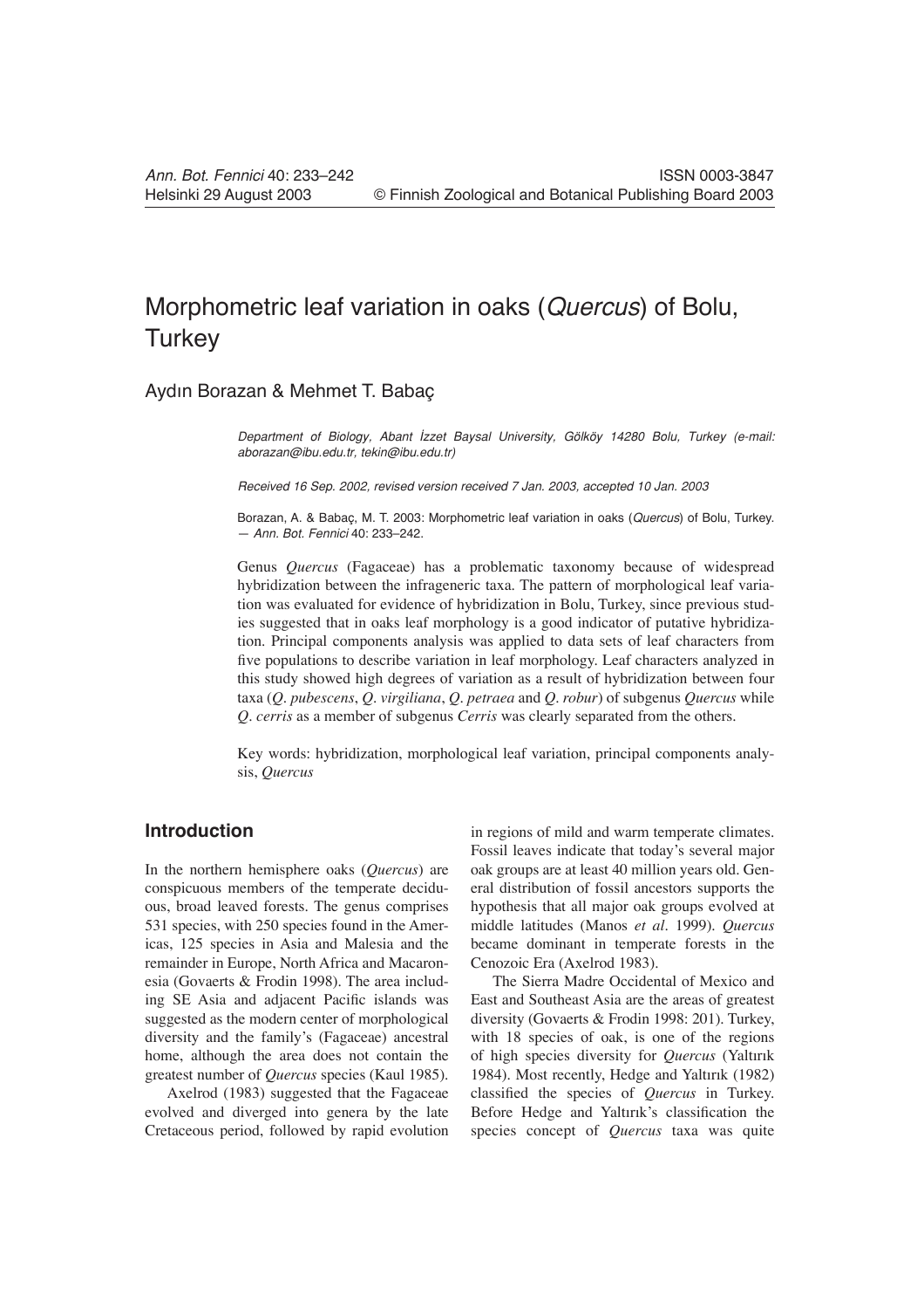# Morphometric leaf variation in oaks (*Quercus*) of Bolu, Turkey

Aydın Borazan & Mehmet T. Babaç

*Department of Biology, Abant İzzet Baysal University, Gölköy 14280 Bolu, Turkey (e-mail: aborazan@ibu.edu.tr, tekin@ibu.edu.tr)*

*Received 16 Sep. 2002, revised version received 7 Jan. 2003, accepted 10 Jan. 2003*

Borazan, A. & Babaç, M. T. 2003: Morphometric leaf variation in oaks (*Quercus*) of Bolu, Turkey. — *Ann. Bot. Fennici* 40: 233–242.

Genus *Quercus* (Fagaceae) has a problematic taxonomy because of widespread hybridization between the infrageneric taxa. The pattern of morphological leaf variation was evaluated for evidence of hybridization in Bolu, Turkey, since previous studies suggested that in oaks leaf morphology is a good indicator of putative hybridization. Principal components analysis was applied to data sets of leaf characters from five populations to describe variation in leaf morphology. Leaf characters analyzed in this study showed high degrees of variation as a result of hybridization between four taxa (*Q*. *pubescens*, *Q*. *virgiliana*, *Q*. *petraea* and *Q*. *robur*) of subgenus *Quercus* while *Q*. *cerris* as a member of subgenus *Cerris* was clearly separated from the others.

Key words: hybridization, morphological leaf variation, principal components analysis, *Quercus*

## Introduction

In the northern hemisphere oaks (*Quercus*) are conspicuous members of the temperate deciduous, broad leaved forests. The genus comprises 531 species, with 250 species found in the Americas, 125 species in Asia and Malesia and the remainder in Europe, North Africa and Macaronesia (Govaerts & Frodin 1998). The area including SE Asia and adjacent Pacific islands was suggested as the modern center of morphological diversity and the family's (Fagaceae) ancestral home, although the area does not contain the greatest number of *Quercus* species (Kaul 1985).

Axelrod (1983) suggested that the Fagaceae evolved and diverged into genera by the late Cretaceous period, followed by rapid evolution in regions of mild and warm temperate climates. Fossil leaves indicate that today's several major oak groups are at least 40 million years old. General distribution of fossil ancestors supports the hypothesis that all major oak groups evolved at middle latitudes (Manos *et al*. 1999). *Quercus* became dominant in temperate forests in the Cenozoic Era (Axelrod 1983).

The Sierra Madre Occidental of Mexico and East and Southeast Asia are the areas of greatest diversity (Govaerts & Frodin 1998: 201). Turkey, with 18 species of oak, is one of the regions of high species diversity for *Quercus* (Yaltırık 1984). Most recently, Hedge and Yaltırık (1982) classified the species of *Quercus* in Turkey. Before Hedge and Yaltırık's classification the species concept of *Quercus* taxa was quite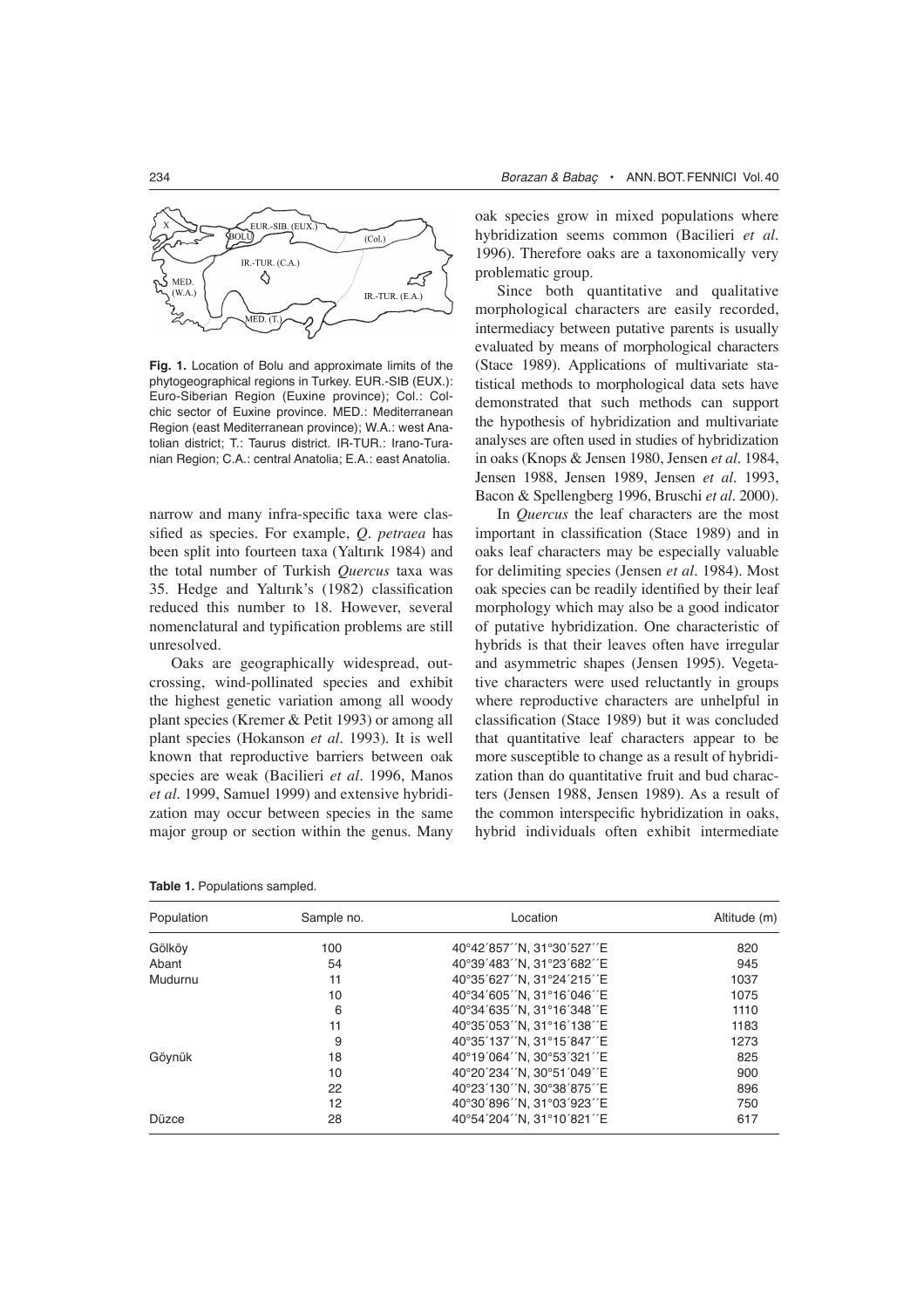**Fig. 1.** Location of Bolu and approximate limits of the phytogeographical regions in Turkey. EUR.-SIB (EUX.): Euro-Siberian Region (Euxine province); Col.: Colchic sector of Euxine province. MED.: Mediterranean Region (east Mediterranean province); W.A.: west Anatolian district; T.: Taurus district. IR-TUR.: Irano-Turanian Region; C.A.: central Anatolia; E.A.: east Anatolia.

narrow and many infra-specific taxa were classified as species. For example, *Q. petraea* has been split into fourteen taxa (Yaltırık 1984) and the total number of Turkish *Quercus* taxa was 35. Hedge and Yaltırık's (1982) classification reduced this number to 18. However, several nomenclatural and typification problems are still unresolved.

Oaks are geographically widespread, outcrossing, wind-pollinated species and exhibit the highest genetic variation among all woody plant species (Kremer & Petit 1993) or among all plant species (Hokanson *et al*. 1993). It is well known that reproductive barriers between oak species are weak (Bacilieri *et al*. 1996, Manos *et al*. 1999, Samuel 1999) and extensive hybridization may occur between species in the same major group or section within the genus. Many oak species grow in mixed populations where hybridization seems common (Bacilieri *et al*. 1996). Therefore oaks are a taxonomically very problematic group.

Since both quantitative and qualitative morphological characters are easily recorded, intermediacy between putative parents is usually evaluated by means of morphological characters (Stace 1989). Applications of multivariate statistical methods to morphological data sets have demonstrated that such methods can support the hypothesis of hybridization and multivariate analyses are often used in studies of hybridization in oaks (Knops & Jensen 1980, Jensen *et al*. 1984, Jensen 1988, Jensen 1989, Jensen *et al*. 1993, Bacon & Spellengberg 1996, Bruschi *et al*. 2000).

In *Quercus* the leaf characters are the most important in classification (Stace 1989) and in oaks leaf characters may be especially valuable for delimiting species (Jensen *et al*. 1984). Most oak species can be readily identified by their leaf morphology which may also be a good indicator of putative hybridization. One characteristic of hybrids is that their leaves often have irregular and asymmetric shapes (Jensen 1995). Vegetative characters were used reluctantly in groups where reproductive characters are unhelpful in classification (Stace 1989) but it was concluded that quantitative leaf characters appear to be more susceptible to change as a result of hybridization than do quantitative fruit and bud characters (Jensen 1988, Jensen 1989). As a result of the common interspecific hybridization in oaks, hybrid individuals often exhibit intermediate

**Table 1.** Populations sampled.

| Population | Sample no. | Location | Altitude (m) |
|---|---|---|---|
| Gölköy | 100 | 40°42´857´´N, 31°30´527´´E | 820 |
| Abant | 54 | 40°39´483´´N, 31°23´682´´E | 945 |
| Mudurnu | 11 | 40°35´627´´N, 31°24´215´´E | 1037 |
| | 10 | 40°34´605´´N, 31°16´046´´E | 1075 |
| | 6 | 40°34´635´´N, 31°16´348´´E | 1110 |
| | 11 | 40°35´053´´N, 31°16´138´´E | 1183 |
| | 9 | 40°35´137´´N, 31°15´847´´E | 1273 |
| Göynük | 18 | 40°19´064´´N, 30°53´321´´E | 825 |
| | 10 | 40°20´234´´N, 30°51´049´´E | 900 |
| | 22 | 40°23´130´´N, 30°38´875´´E | 896 |
| | 12 | 40°30´896´´N, 31°03´923´´E | 750 |
| Düzce | 28 | 40°54´204´´N, 31°10´821´´E | 617 |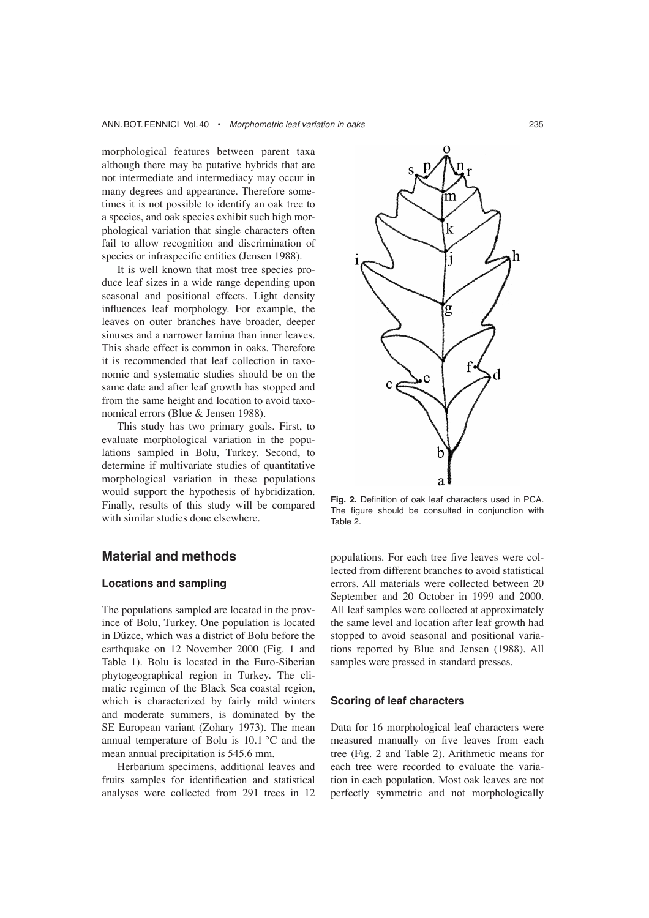morphological features between parent taxa although there may be putative hybrids that are not intermediate and intermediacy may occur in many degrees and appearance. Therefore sometimes it is not possible to identify an oak tree to a species, and oak species exhibit such high morphological variation that single characters often fail to allow recognition and discrimination of species or infraspecific entities (Jensen 1988).

It is well known that most tree species produce leaf sizes in a wide range depending upon seasonal and positional effects. Light density influences leaf morphology. For example, the leaves on outer branches have broader, deeper sinuses and a narrower lamina than inner leaves. This shade effect is common in oaks. Therefore it is recommended that leaf collection in taxonomic and systematic studies should be on the same date and after leaf growth has stopped and from the same height and location to avoid taxonomical errors (Blue & Jensen 1988).

This study has two primary goals. First, to evaluate morphological variation in the populations sampled in Bolu, Turkey. Second, to determine if multivariate studies of quantitative morphological variation in these populations would support the hypothesis of hybridization. Finally, results of this study will be compared with similar studies done elsewhere.

**Fig. 2.** Definition of oak leaf characters used in PCA. The figure should be consulted in conjunction with Table 2.

## Material and methods

### Locations and sampling

The populations sampled are located in the province of Bolu, Turkey. One population is located in Düzce, which was a district of Bolu before the earthquake on 12 November 2000 (Fig. 1 and Table 1). Bolu is located in the Euro-Siberian phytogeographical region in Turkey. The climatic regimen of the Black Sea coastal region, which is characterized by fairly mild winters and moderate summers, is dominated by the SE European variant (Zohary 1973). The mean annual temperature of Bolu is 10.1 °C and the mean annual precipitation is 545.6 mm.

Herbarium specimens, additional leaves and fruits samples for identification and statistical analyses were collected from 291 trees in 12 populations. For each tree five leaves were collected from different branches to avoid statistical errors. All materials were collected between 20 September and 20 October in 1999 and 2000. All leaf samples were collected at approximately the same level and location after leaf growth had stopped to avoid seasonal and positional variations reported by Blue and Jensen (1988). All samples were pressed in standard presses.

### Scoring of leaf characters

Data for 16 morphological leaf characters were measured manually on five leaves from each tree (Fig. 2 and Table 2). Arithmetic means for each tree were recorded to evaluate the variation in each population. Most oak leaves are not perfectly symmetric and not morphologically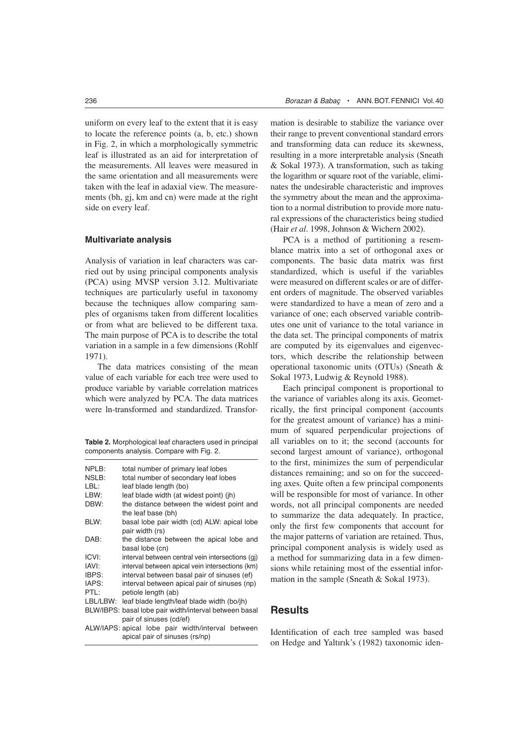uniform on every leaf to the extent that it is easy to locate the reference points (a, b, etc.) shown in Fig. 2, in which a morphologically symmetric leaf is illustrated as an aid for interpretation of the measurements. All leaves were measured in the same orientation and all measurements were taken with the leaf in adaxial view. The measurements (bh, gj, km and cn) were made at the right side on every leaf.

### Multivariate analysis

Analysis of variation in leaf characters was carried out by using principal components analysis (PCA) using MVSP version 3.12. Multivariate techniques are particularly useful in taxonomy because the techniques allow comparing samples of organisms taken from different localities or from what are believed to be different taxa. The main purpose of PCA is to describe the total variation in a sample in a few dimensions (Rohlf 1971).

The data matrices consisting of the mean value of each variable for each tree were used to produce variable by variable correlation matrices which were analyzed by PCA. The data matrices were ln-transformed and standardized. Transformation is desirable to stabilize the variance over their range to prevent conventional standard errors and transforming data can reduce its skewness, resulting in a more interpretable analysis (Sneath & Sokal 1973). A transformation, such as taking the logarithm or square root of the variable, eliminates the undesirable characteristic and improves the symmetry about the mean and the approximation to a normal distribution to provide more natural expressions of the characteristics being studied (Hair *et al*. 1998, Johnson & Wichern 2002).

PCA is a method of partitioning a resemblance matrix into a set of orthogonal axes or components. The basic data matrix was first standardized, which is useful if the variables were measured on different scales or are of different orders of magnitude. The observed variables were standardized to have a mean of zero and a variance of one; each observed variable contributes one unit of variance to the total variance in the data set. The principal components of matrix are computed by its eigenvalues and eigenvectors, which describe the relationship between operational taxonomic units (OTUs) (Sneath & Sokal 1973, Ludwig & Reynold 1988).

Each principal component is proportional to the variance of variables along its axis. Geometrically, the first principal component (accounts for the greatest amount of variance) has a minimum of squared perpendicular projections of all variables on to it; the second (accounts for second largest amount of variance), orthogonal to the first, minimizes the sum of perpendicular distances remaining; and so on for the succeeding axes. Quite often a few principal components will be responsible for most of variance. In other words, not all principal components are needed to summarize the data adequately. In practice, only the first few components that account for the major patterns of variation are retained. Thus, principal component analysis is widely used as a method for summarizing data in a few dimensions while retaining most of the essential information in the sample (Sneath & Sokal 1973).

**Table 2.** Morphological leaf characters used in principal components analysis. Compare with Fig. 2.

| | |
|---|---|
| NPLB: | total number of primary leaf lobes |
| NSLB: | total number of secondary leaf lobes |
| LBL: | leaf blade length (bo) |
| LBW: | leaf blade width (at widest point) (jh) |
| DBW: | the distance between the widest point and the leaf base (bh) |
| BLW: | basal lobe pair width (cd) ALW: apical lobe pair width (rs) |
| DAB: | the distance between the apical lobe and basal lobe (cn) |
| ICVI: | interval between central vein intersections (gj) |
| IAVI: | interval between apical vein intersections (km) |
| IBPS: | interval between basal pair of sinuses (ef) |
| IAPS: | interval between apical pair of sinuses (np) |
| PTL: | petiole length (ab) |
| LBL/LBW: | leaf blade length/leaf blade width (bo/jh) |
| BLW/IBPS: | basal lobe pair width/interval between basal pair of sinuses (cd/ef) |
| ALW/IAPS: | apical lobe pair width/interval between apical pair of sinuses (rs/np) |

## Results

Identification of each tree sampled was based on Hedge and Yaltırık's (1982) taxonomic iden-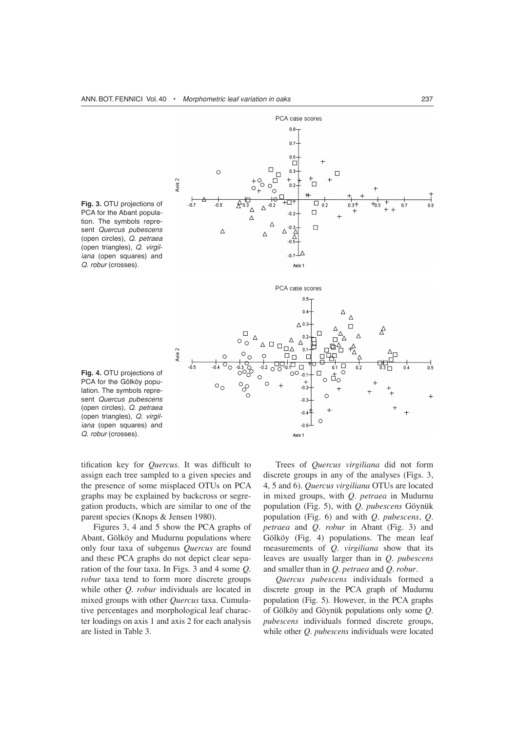**Fig. 3.** OTU projections of PCA for the Abant population. The symbols represent *Quercus pubescens* (open circles), *Q. petraea* (open triangles), *Q. virgiliana* (open squares) and *Q. robur* (crosses).

**Fig. 4.** OTU projections of PCA for the Gölköy population. The symbols represent *Quercus pubescens* (open circles), *Q. petraea* (open triangles), *Q. virgiliana* (open squares) and *Q. robur* (crosses).

tification key for *Quercus*. It was difficult to assign each tree sampled to a given species and the presence of some misplaced OTUs on PCA graphs may be explained by backcross or segregation products, which are similar to one of the parent species (Knops & Jensen 1980).

Figures 3, 4 and 5 show the PCA graphs of Abant, Gölköy and Mudurnu populations where only four taxa of subgenus *Quercus* are found and these PCA graphs do not depict clear separation of the four taxa. In Figs. 3 and 4 some *Q. robur* taxa tend to form more discrete groups while other *Q. robur* individuals are located in mixed groups with other *Quercus* taxa. Cumulative percentages and morphological leaf character loadings on axis 1 and axis 2 for each analysis are listed in Table 3.

Trees of *Quercus virgiliana* did not form discrete groups in any of the analyses (Figs. 3, 4, 5 and 6). *Quercus virgiliana* OTUs are located in mixed groups, with *Q. petraea* in Mudurnu population (Fig. 5), with *Q. pubescens* Göynük population (Fig. 6) and with *Q. pubescens*, *Q. petraea* and *Q. robur* in Abant (Fig. 3) and Gölköy (Fig. 4) populations. The mean leaf measurements of *Q. virgiliana* show that its leaves are usually larger than in *Q. pubescens* and smaller than in *Q. petraea* and *Q. robur*.

*Quercus pubescens* individuals formed a discrete group in the PCA graph of Mudurnu population (Fig. 5). However, in the PCA graphs of Gölköy and Göynük populations only some *Q. pubescens* individuals formed discrete groups, while other *Q. pubescens* individuals were located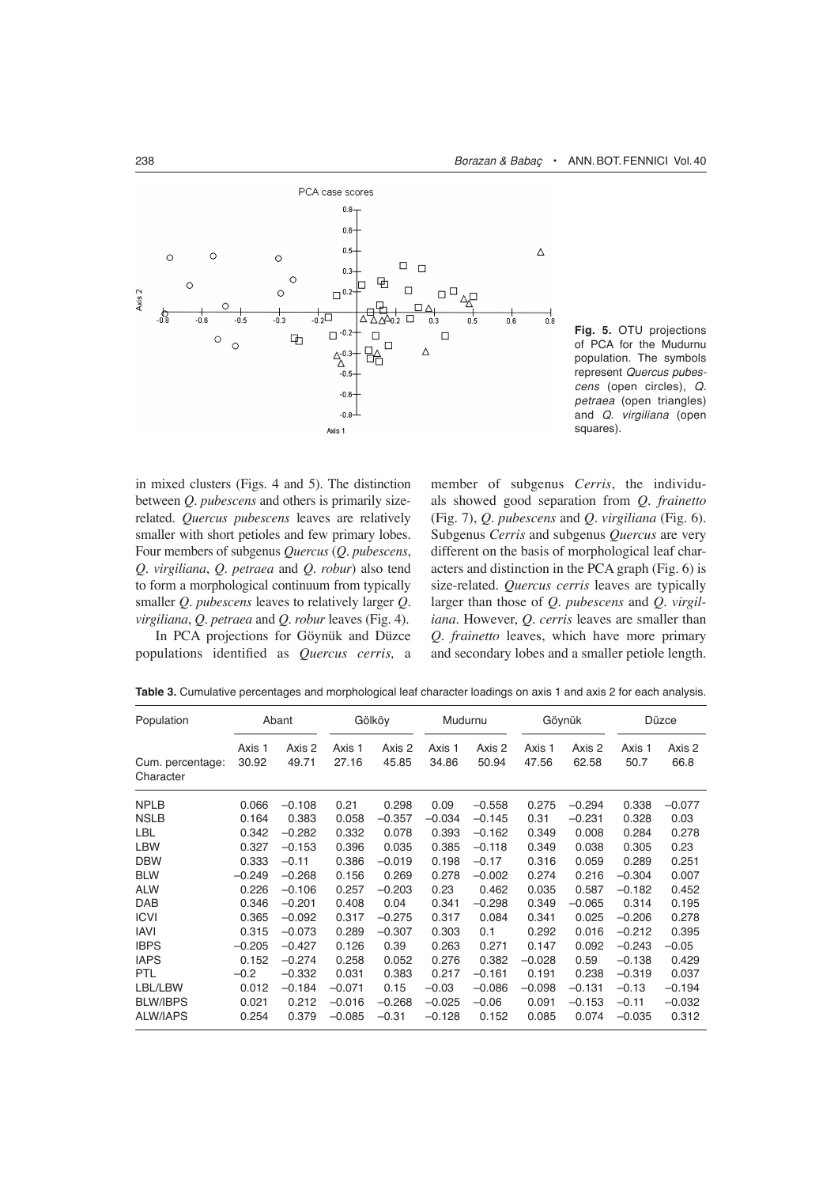**Fig. 5.** OTU projections of PCA for the Mudurnu population. The symbols represent *Quercus pubescens* (open circles), *Q. petraea* (open triangles) and *Q. virgiliana* (open squares).

in mixed clusters (Figs. 4 and 5). The distinction between *Q. pubescens* and others is primarily size-related. *Quercus pubescens* leaves are relatively smaller with short petioles and few primary lobes. Four members of subgenus *Quercus* (*Q. pubescens*, *Q. virgiliana*, *Q. petraea* and *Q. robur*) also tend to form a morphological continuum from typically smaller *Q. pubescens* leaves to relatively larger *Q. virgiliana*, *Q. petraea* and *Q. robur* leaves (Fig. 4).

In PCA projections for Göynük and Düzce populations identified as *Quercus cerris,* a member of subgenus *Cerris*, the individuals showed good separation from *Q. frainetto* (Fig. 7), *Q. pubescens* and *Q. virgiliana* (Fig. 6). Subgenus *Cerris* and subgenus *Quercus* are very different on the basis of morphological leaf characters and distinction in the PCA graph (Fig. 6) is size-related. *Quercus cerris* leaves are typically larger than those of *Q. pubescens* and *Q. virgiliana*. However, *Q. cerris* leaves are smaller than *Q. frainetto* leaves, which have more primary and secondary lobes and a smaller petiole length.

**Table 3.** Cumulative percentages and morphological leaf character loadings on axis 1 and axis 2 for each analysis.

| Population | Abant | | Gölköy | | Mudurnu | | Göynük | | Düzce | |
|---|---|---|---|---|---|---|---|---|---|---|
| | Axis 1 | Axis 2 | Axis 1 | Axis 2 | Axis 1 | Axis 2 | Axis 1 | Axis 2 | Axis 1 | Axis 2 |
| Cum. percentage: | 30.92 | 49.71 | 27.16 | 45.85 | 34.86 | 50.94 | 47.56 | 62.58 | 50.7 | 66.8 |
| Character | | | | | | | | | | |
| NPLB | 0.066 | –0.108 | 0.21 | 0.298 | 0.09 | –0.558 | 0.275 | –0.294 | 0.338 | –0.077 |
| NSLB | 0.164 | 0.383 | 0.058 | –0.357 | –0.034 | –0.145 | 0.31 | –0.231 | 0.328 | 0.03 |
| LBL | 0.342 | –0.282 | 0.332 | 0.078 | 0.393 | –0.162 | 0.349 | 0.008 | 0.284 | 0.278 |
| LBW | 0.327 | –0.153 | 0.396 | 0.035 | 0.385 | –0.118 | 0.349 | 0.038 | 0.305 | 0.23 |
| DBW | 0.333 | –0.11 | 0.386 | –0.019 | 0.198 | –0.17 | 0.316 | 0.059 | 0.289 | 0.251 |
| BLW | –0.249 | –0.268 | 0.156 | 0.269 | 0.278 | –0.002 | 0.274 | 0.216 | –0.304 | 0.007 |
| ALW | 0.226 | –0.106 | 0.257 | –0.203 | 0.23 | 0.462 | 0.035 | 0.587 | –0.182 | 0.452 |
| DAB | 0.346 | –0.201 | 0.408 | 0.04 | 0.341 | –0.298 | 0.349 | –0.065 | 0.314 | 0.195 |
| ICVI | 0.365 | –0.092 | 0.317 | –0.275 | 0.317 | 0.084 | 0.341 | 0.025 | –0.206 | 0.278 |
| IAVI | 0.315 | –0.073 | 0.289 | –0.307 | 0.303 | 0.1 | 0.292 | 0.016 | –0.212 | 0.395 |
| IBPS | –0.205 | –0.427 | 0.126 | 0.39 | 0.263 | 0.271 | 0.147 | 0.092 | –0.243 | –0.05 |
| IAPS | 0.152 | –0.274 | 0.258 | 0.052 | 0.276 | 0.382 | –0.028 | 0.59 | –0.138 | 0.429 |
| PTL | –0.2 | –0.332 | 0.031 | 0.383 | 0.217 | –0.161 | 0.191 | 0.238 | –0.319 | 0.037 |
| LBL/LBW | 0.012 | –0.184 | –0.071 | 0.15 | –0.03 | –0.086 | –0.098 | –0.131 | –0.13 | –0.194 |
| BLW/IBPS | 0.021 | 0.212 | –0.016 | –0.268 | –0.025 | –0.06 | 0.091 | –0.153 | –0.11 | –0.032 |
| ALW/IAPS | 0.254 | 0.379 | –0.085 | –0.31 | –0.128 | 0.152 | 0.085 | 0.074 | –0.035 | 0.312 |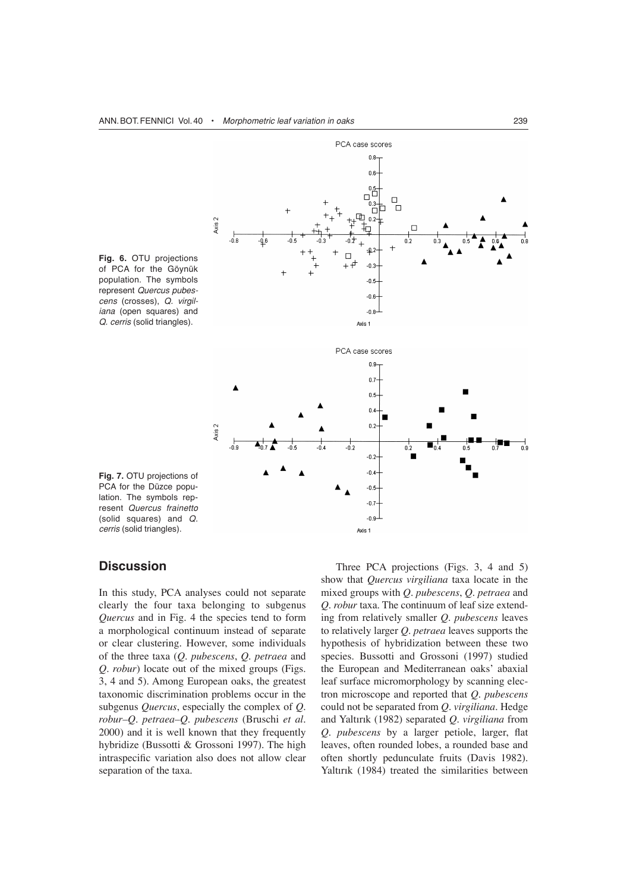**Fig. 6.** OTU projections of PCA for the Göynük population. The symbols represent *Quercus pubescens* (crosses), *Q. virgiliana* (open squares) and *Q. cerris* (solid triangles).

**Fig. 7.** OTU projections of PCA for the Düzce population. The symbols represent *Quercus frainetto* (solid squares) and *Q. cerris* (solid triangles).

## Discussion

In this study, PCA analyses could not separate clearly the four taxa belonging to subgenus *Quercus* and in Fig. 4 the species tend to form a morphological continuum instead of separate or clear clustering. However, some individuals of the three taxa (*Q. pubescens*, *Q. petraea* and *Q. robur*) locate out of the mixed groups (Figs. 3, 4 and 5). Among European oaks, the greatest taxonomic discrimination problems occur in the subgenus *Quercus*, especially the complex of *Q. robur*–*Q. petraea*–*Q. pubescens* (Bruschi *et al*. 2000) and it is well known that they frequently hybridize (Bussotti & Grossoni 1997). The high intraspecific variation also does not allow clear separation of the taxa.

Three PCA projections (Figs. 3, 4 and 5) show that *Quercus virgiliana* taxa locate in the mixed groups with *Q. pubescens*, *Q. petraea* and *Q. robur* taxa. The continuum of leaf size extending from relatively smaller *Q. pubescens* leaves to relatively larger *Q. petraea* leaves supports the hypothesis of hybridization between these two species. Bussotti and Grossoni (1997) studied the European and Mediterranean oaks' abaxial leaf surface micromorphology by scanning electron microscope and reported that *Q. pubescens* could not be separated from *Q. virgiliana*. Hedge and Yaltırık (1982) separated *Q. virgiliana* from *Q. pubescens* by a larger petiole, larger, flat leaves, often rounded lobes, a rounded base and often shortly pedunculate fruits (Davis 1982). Yaltırık (1984) treated the similarities between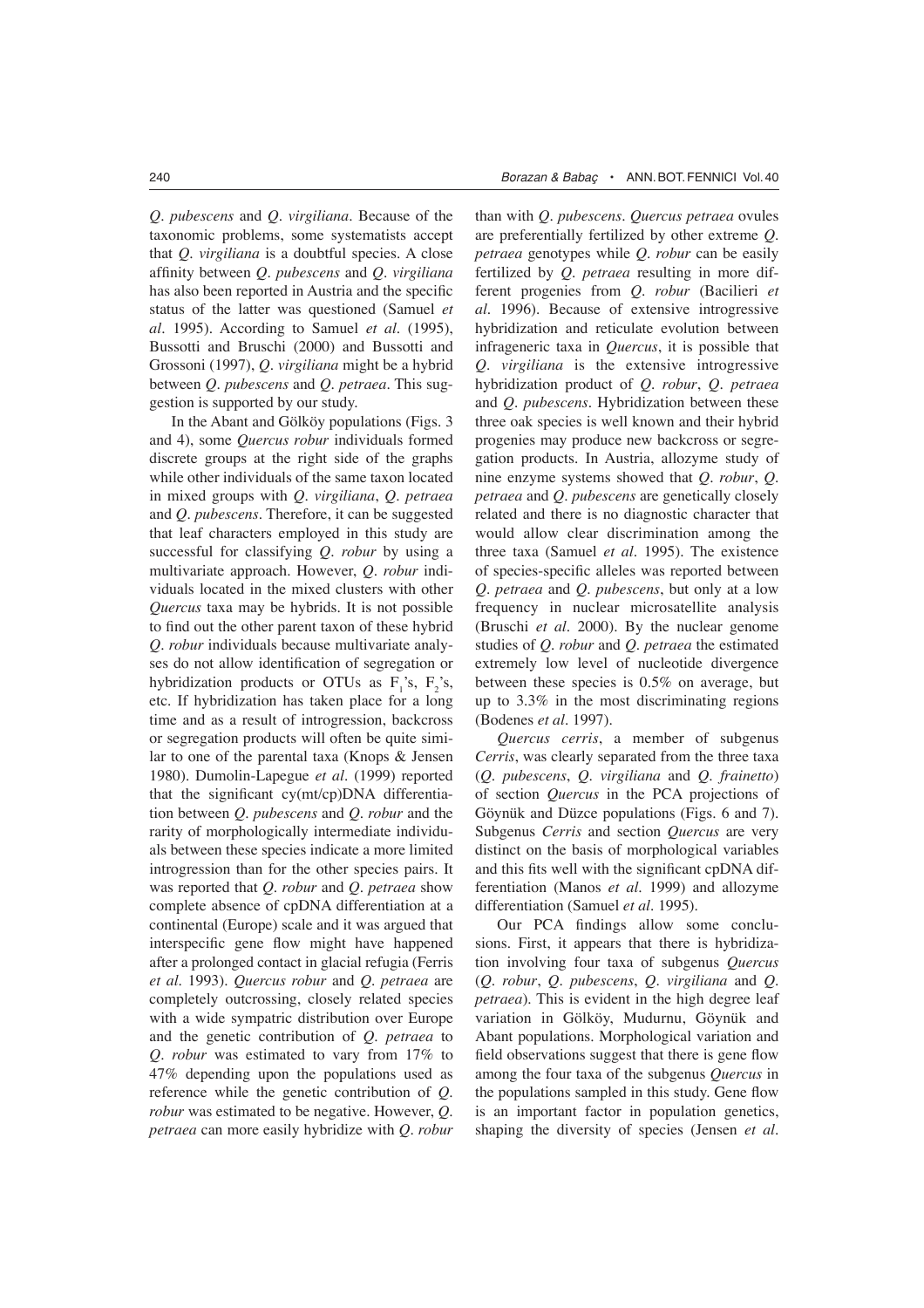*Q. pubescens* and *Q. virgiliana*. Because of the taxonomic problems, some systematists accept that *Q. virgiliana* is a doubtful species. A close affinity between *Q. pubescens* and *Q. virgiliana* has also been reported in Austria and the specific status of the latter was questioned (Samuel *et al*. 1995). According to Samuel *et al*. (1995), Bussotti and Bruschi (2000) and Bussotti and Grossoni (1997), *Q. virgiliana* might be a hybrid between *Q. pubescens* and *Q. petraea*. This suggestion is supported by our study.

In the Abant and Gölköy populations (Figs. 3 and 4), some *Quercus robur* individuals formed discrete groups at the right side of the graphs while other individuals of the same taxon located in mixed groups with *Q. virgiliana*, *Q. petraea* and *Q. pubescens*. Therefore, it can be suggested that leaf characters employed in this study are successful for classifying *Q. robur* by using a multivariate approach. However, *Q. robur* individuals located in the mixed clusters with other *Quercus* taxa may be hybrids. It is not possible to find out the other parent taxon of these hybrid *Q. robur* individuals because multivariate analyses do not allow identification of segregation or hybridization products or OTUs as $F_1$'s, $F_2$'s, etc. If hybridization has taken place for a long time and as a result of introgression, backcross or segregation products will often be quite similar to one of the parental taxa (Knops & Jensen 1980). Dumolin-Lapegue *et al*. (1999) reported that the significant cy(mt/cp)DNA differentiation between *Q. pubescens* and *Q. robur* and the rarity of morphologically intermediate individuals between these species indicate a more limited introgression than for the other species pairs. It was reported that *Q. robur* and *Q. petraea* show complete absence of cpDNA differentiation at a continental (Europe) scale and it was argued that interspecific gene flow might have happened after a prolonged contact in glacial refugia (Ferris *et al*. 1993). *Quercus robur* and *Q. petraea* are completely outcrossing, closely related species with a wide sympatric distribution over Europe and the genetic contribution of *Q. petraea* to *Q. robur* was estimated to vary from 17% to 47% depending upon the populations used as reference while the genetic contribution of *Q. robur* was estimated to be negative. However, *Q. petraea* can more easily hybridize with *Q. robur* than with *Q. pubescens*. *Quercus petraea* ovules are preferentially fertilized by other extreme *Q. petraea* genotypes while *Q. robur* can be easily fertilized by *Q. petraea* resulting in more different progenies from *Q. robur* (Bacilieri *et al*. 1996). Because of extensive introgressive hybridization and reticulate evolution between infrageneric taxa in *Quercus*, it is possible that *Q. virgiliana* is the extensive introgressive hybridization product of *Q. robur*, *Q. petraea* and *Q. pubescens*. Hybridization between these three oak species is well known and their hybrid progenies may produce new backcross or segregation products. In Austria, allozyme study of nine enzyme systems showed that *Q. robur*, *Q. petraea* and *Q. pubescens* are genetically closely related and there is no diagnostic character that would allow clear discrimination among the three taxa (Samuel *et al*. 1995). The existence of species-specific alleles was reported between *Q. petraea* and *Q. pubescens*, but only at a low frequency in nuclear microsatellite analysis (Bruschi *et al*. 2000). By the nuclear genome studies of *Q. robur* and *Q. petraea* the estimated extremely low level of nucleotide divergence between these species is 0.5% on average, but up to 3.3% in the most discriminating regions (Bodenes *et al*. 1997).

*Quercus cerris*, a member of subgenus *Cerris*, was clearly separated from the three taxa (*Q. pubescens*, *Q. virgiliana* and *Q. frainetto*) of section *Quercus* in the PCA projections of Göynük and Düzce populations (Figs. 6 and 7). Subgenus *Cerris* and section *Quercus* are very distinct on the basis of morphological variables and this fits well with the significant cpDNA differentiation (Manos *et al*. 1999) and allozyme differentiation (Samuel *et al*. 1995).

Our PCA findings allow some conclusions. First, it appears that there is hybridization involving four taxa of subgenus *Quercus* (*Q. robur*, *Q. pubescens*, *Q. virgiliana* and *Q. petraea*). This is evident in the high degree leaf variation in Gölköy, Mudurnu, Göynük and Abant populations. Morphological variation and field observations suggest that there is gene flow among the four taxa of the subgenus *Quercus* in the populations sampled in this study. Gene flow is an important factor in population genetics, shaping the diversity of species (Jensen *et al*.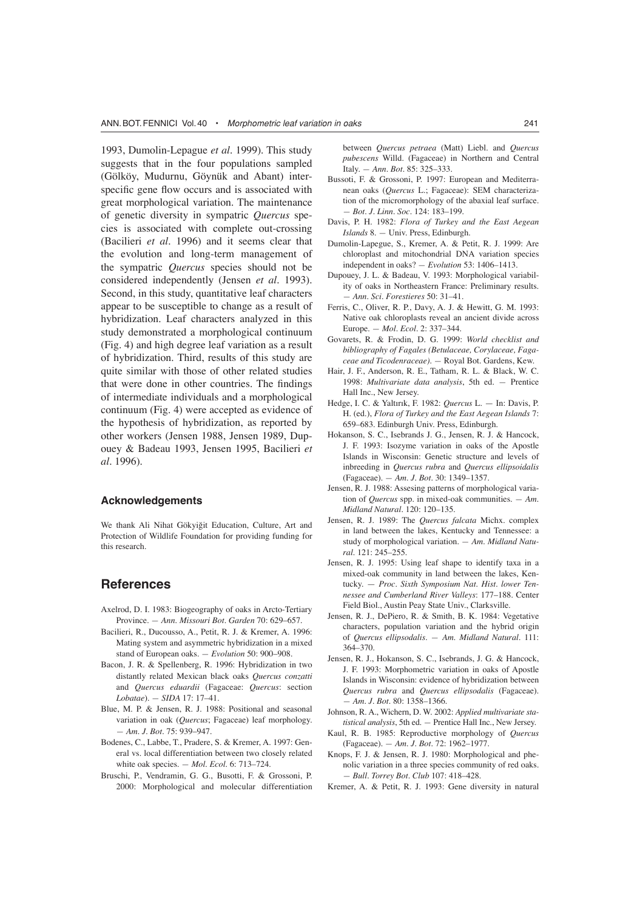1993, Dumolin-Lepague *et al*. 1999). This study suggests that in the four populations sampled (Gölköy, Mudurnu, Göynük and Abant) interspecific gene flow occurs and is associated with great morphological variation. The maintenance of genetic diversity in sympatric *Quercus* species is associated with complete out-crossing (Bacilieri *et al*. 1996) and it seems clear that the evolution and long-term management of the sympatric *Quercus* species should not be considered independently (Jensen *et al*. 1993). Second, in this study, quantitative leaf characters appear to be susceptible to change as a result of hybridization. Leaf characters analyzed in this study demonstrated a morphological continuum (Fig. 4) and high degree leaf variation as a result of hybridization. Third, results of this study are quite similar with those of other related studies that were done in other countries. The findings of intermediate individuals and a morphological continuum (Fig. 4) were accepted as evidence of the hypothesis of hybridization, as reported by other workers (Jensen 1988, Jensen 1989, Dupouey & Badeau 1993, Jensen 1995, Bacilieri *et al*. 1996).

### Acknowledgements

We thank Ali Nihat Gökyiğit Education, Culture, Art and Protection of Wildlife Foundation for providing funding for this research.

## References

Axelrod, D. I. 1983: Biogeography of oaks in Arcto-Tertiary Province. — *Ann. Missouri Bot. Garden* 70: 629–657.

Bacilieri, R., Ducousso, A., Petit, R. J. & Kremer, A. 1996: Mating system and asymmetric hybridization in a mixed stand of European oaks. — *Evolution* 50: 900–908.

Bacon, J. R. & Spellenberg, R. 1996: Hybridization in two distantly related Mexican black oaks *Quercus conzatti* and *Quercus eduardii* (Fagaceae: *Quercus*: section *Lobatae*). — *SIDA* 17: 17–41.

Blue, M. P. & Jensen, R. J. 1988: Positional and seasonal variation in oak (*Quercus*; Fagaceae) leaf morphology. — *Am. J. Bot*. 75: 939–947.

Bodenes, C., Labbe, T., Pradere, S. & Kremer, A. 1997: General vs. local differentiation between two closely related white oak species. — *Mol. Ecol*. 6: 713–724.

Bruschi, P., Vendramin, G. G., Busotti, F. & Grossoni, P. 2000: Morphological and molecular differentiation between *Quercus petraea* (Matt) Liebl. and *Quercus pubescens* Willd. (Fagaceae) in Northern and Central Italy. — *Ann. Bot*. 85: 325–333.

Bussoti, F. & Grossoni, P. 1997: European and Mediterranean oaks (*Quercus* L.; Fagaceae): SEM characterization of the micromorphology of the abaxial leaf surface. — *Bot. J. Linn. Soc*. 124: 183–199.

Davis, P. H. 1982: *Flora of Turkey and the East Aegean Islands* 8. — Univ. Press, Edinburgh.

Dumolin-Lapegue, S., Kremer, A. & Petit, R. J. 1999: Are chloroplast and mitochondrial DNA variation species independent in oaks? — *Evolution* 53: 1406–1413.

Dupouey, J. L. & Badeau, V. 1993: Morphological variability of oaks in Northeastern France: Preliminary results. — *Ann. Sci. Forestieres* 50: 31–41.

Ferris, C., Oliver, R. P., Davy, A. J. & Hewitt, G. M. 1993: Native oak chloroplasts reveal an ancient divide across Europe. — *Mol. Ecol*. 2: 337–344.

Govarets, R. & Frodin, D. G. 1999: *World checklist and bibliography of Fagales (Betulaceae, Corylaceae, Fagaceae and Ticodenraceae)*. — Royal Bot. Gardens, Kew.

Hair, J. F., Anderson, R. E., Tatham, R. L. & Black, W. C. 1998: *Multivariate data analysis*, 5th ed. — Prentice Hall Inc., New Jersey.

Hedge, I. C. & Yaltırık, F. 1982: *Quercus* L. — In: Davis, P. H. (ed.), *Flora of Turkey and the East Aegean Islands* 7: 659–683. Edinburgh Univ. Press, Edinburgh.

Hokanson, S. C., Isebrands J. G., Jensen, R. J. & Hancock, J. F. 1993: Isozyme variation in oaks of the Apostle Islands in Wisconsin: Genetic structure and levels of inbreeding in *Quercus rubra* and *Quercus ellipsoidalis* (Fagaceae). — *Am. J. Bot*. 30: 1349–1357.

Jensen, R. J. 1988: Assesing patterns of morphological variation of *Quercus* spp. in mixed-oak communities. — *Am. Midland Natural*. 120: 120–135.

Jensen, R. J. 1989: The *Quercus falcata* Michx. complex in land between the lakes, Kentucky and Tennessee: a study of morphological variation. — *Am. Midland Natural*. 121: 245–255.

Jensen, R. J. 1995: Using leaf shape to identify taxa in a mixed-oak community in land between the lakes, Kentucky. — *Proc. Sixth Symposium Nat. Hist. lower Tennessee and Cumberland River Valleys*: 177–188. Center Field Biol., Austin Peay State Univ., Clarksville.

Jensen, R. J., DePiero, R. & Smith, B. K. 1984: Vegetative characters, population variation and the hybrid origin of *Quercus ellipsodalis*. — *Am. Midland Natural*. 111: 364–370.

Jensen, R. J., Hokanson, S. C., Isebrands, J. G. & Hancock, J. F. 1993: Morphometric variation in oaks of Apostle Islands in Wisconsin: evidence of hybridization between *Quercus rubra* and *Quercus ellipsodalis* (Fagaceae). — *Am. J. Bot*. 80: 1358–1366.

Johnson, R. A., Wichern, D. W. 2002: *Applied multivariate statistical analysis*, 5th ed. — Prentice Hall Inc., New Jersey.

Kaul, R. B. 1985: Reproductive morphology of *Quercus* (Fagaceae). — *Am. J. Bot*. 72: 1962–1977.

Knops, F. J. & Jensen, R. J. 1980: Morphological and phenolic variation in a three species community of red oaks. — *Bull. Torrey Bot. Club* 107: 418–428.

Kremer, A. & Petit, R. J. 1993: Gene diversity in natural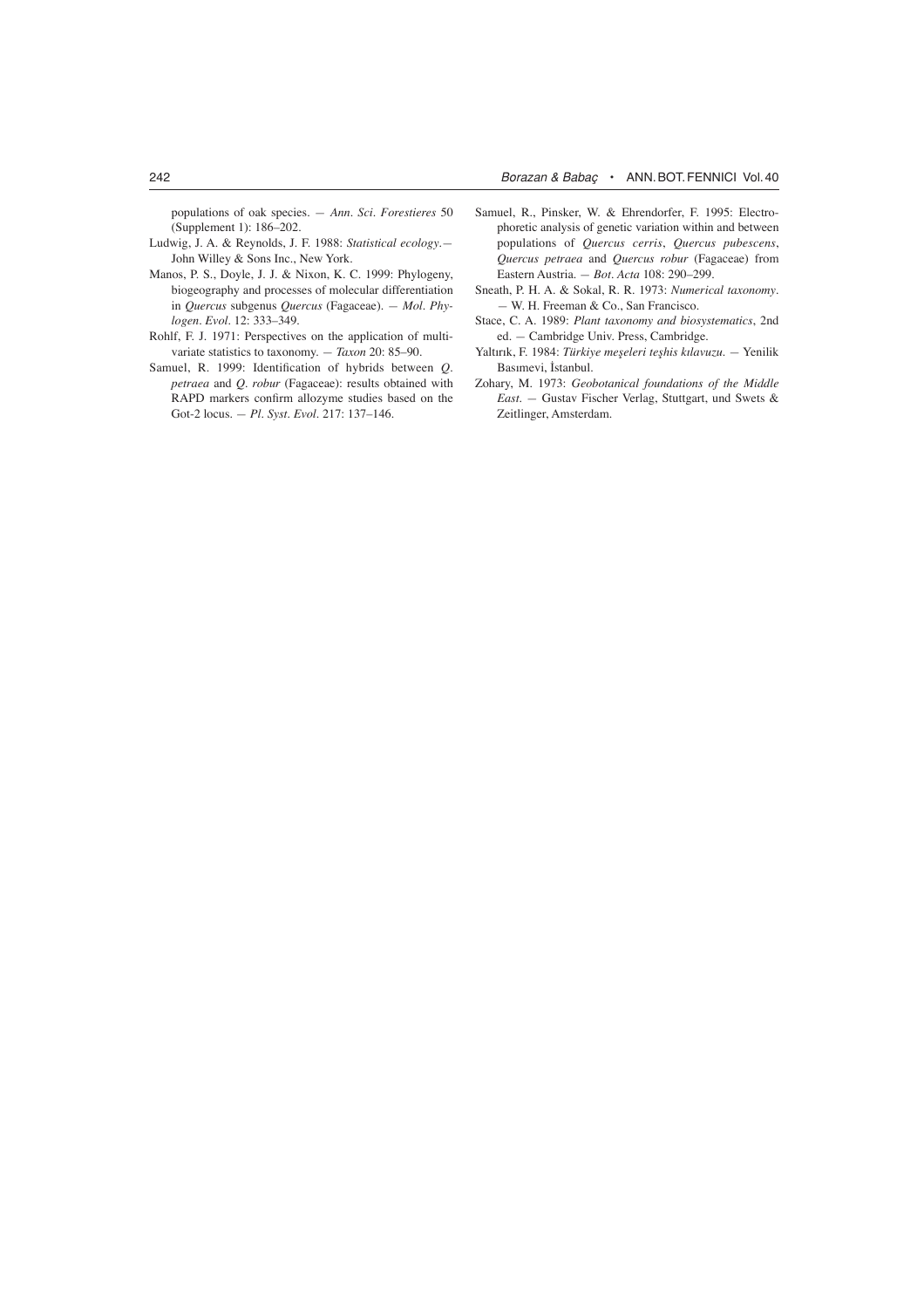populations of oak species. — *Ann. Sci. Forestieres* 50 (Supplement 1): 186–202.

Ludwig, J. A. & Reynolds, J. F. 1988: *Statistical ecology*.— John Willey & Sons Inc., New York.

Manos, P. S., Doyle, J. J. & Nixon, K. C. 1999: Phylogeny, biogeography and processes of molecular differentiation in *Quercus* subgenus *Quercus* (Fagaceae). — *Mol. Phylogen. Evol.* 12: 333–349.

Rohlf, F. J. 1971: Perspectives on the application of multivariate statistics to taxonomy. — *Taxon* 20: 85–90.

Samuel, R. 1999: Identification of hybrids between *Q. petraea* and *Q. robur* (Fagaceae): results obtained with RAPD markers confirm allozyme studies based on the Got-2 locus. — *Pl. Syst. Evol.* 217: 137–146.

Samuel, R., Pinsker, W. & Ehrendorfer, F. 1995: Electrophoretic analysis of genetic variation within and between populations of *Quercus cerris*, *Quercus pubescens*, *Quercus petraea* and *Quercus robur* (Fagaceae) from Eastern Austria. — *Bot. Acta* 108: 290–299.

Sneath, P. H. A. & Sokal, R. R. 1973: *Numerical taxonomy*. — W. H. Freeman & Co., San Francisco.

Stace, C. A. 1989: *Plant taxonomy and biosystematics*, 2nd ed. — Cambridge Univ. Press, Cambridge.

Yaltırık, F. 1984: *Türkiye meşeleri teşhis kılavuzu*. — Yenilik Basımevi, İstanbul.

Zohary, M. 1973: *Geobotanical foundations of the Middle East*. — Gustav Fischer Verlag, Stuttgart, und Swets & Zeitlinger, Amsterdam.